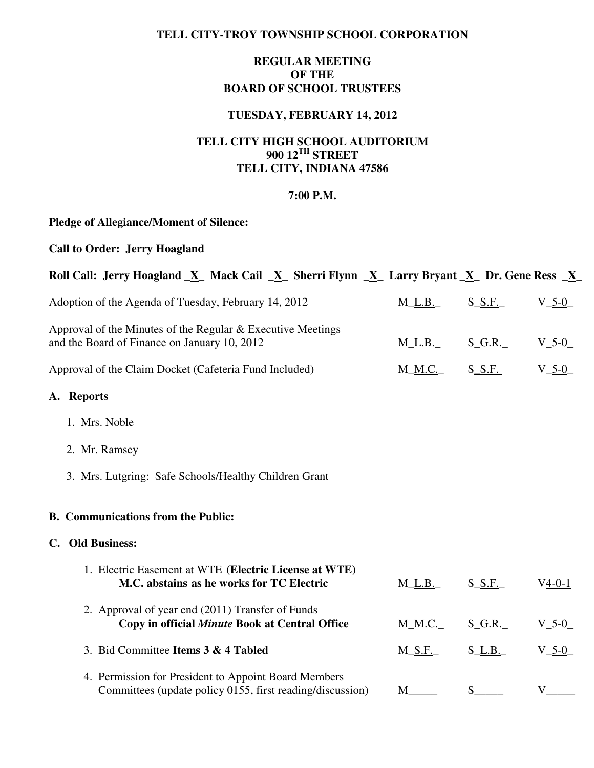**TELL CITY-TROY TOWNSHIP SCHOOL CORPORATION**

**REGULAR MEETING**
**OF THE**
**BOARD OF SCHOOL TRUSTEES**

**TUESDAY, FEBRUARY 14, 2012**

**TELL CITY HIGH SCHOOL AUDITORIUM**
**900 12TH STREET**
**TELL CITY, INDIANA 47586**

**7:00 P.M.**

**Pledge of Allegiance/Moment of Silence:**

**Call to Order: Jerry Hoagland**

**Roll Call: Jerry Hoagland _X_ Mack Cail _X_ Sherri Flynn _X_ Larry Bryant _X_ Dr. Gene Ress _X_**

| | | | |
|---|---|---|---|
| Adoption of the Agenda of Tuesday, February 14, 2012 | M_L.B._ | S_S.F._ | V_5-0_ |
| Approval of the Minutes of the Regular & Executive Meetings and the Board of Finance on January 10, 2012 | M_L.B._ | S_G.R._ | V_5-0_ |
| Approval of the Claim Docket (Cafeteria Fund Included) | M_M.C._ | S_S.F. | V_5-0_ |

**A. Reports**

1. Mrs. Noble
2. Mr. Ramsey
3. Mrs. Lutgring: Safe Schools/Healthy Children Grant

**B. Communications from the Public:**

**C. Old Business:**

| | | | |
|---|---|---|---|
| 1. Electric Easement at WTE **(Electric License at WTE)** **M.C. abstains as he works for TC Electric** | M_L.B._ | S_S.F._ | V4-0-1 |
| 2. Approval of year end (2011) Transfer of Funds **Copy in official *Minute* Book at Central Office** | M_M.C._ | S_G.R._ | V_5-0_ |
| 3. Bid Committee **Items 3 & 4 Tabled** | M_S.F._ | S_L.B._ | V_5-0_ |
| 4. Permission for President to Appoint Board Members Committees (update policy 0155, first reading/discussion) | M_____ | S_____ | V_____ |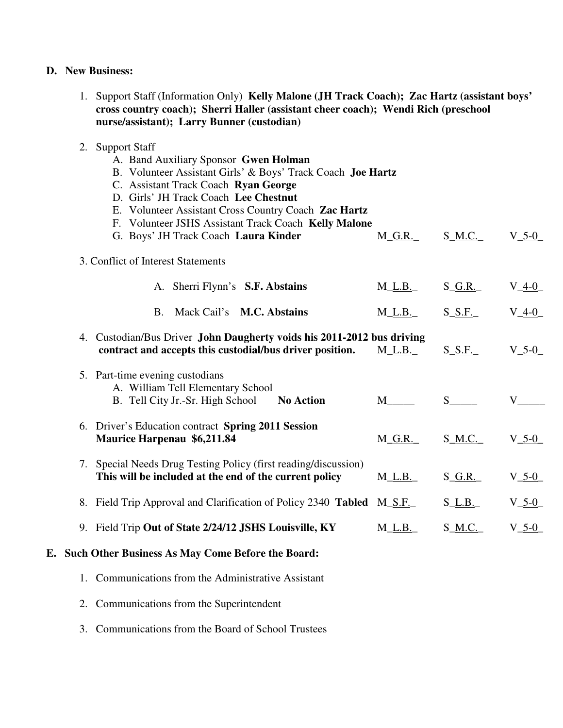**D. New Business:**

1. Support Staff (Information Only) **Kelly Malone (JH Track Coach); Zac Hartz (assistant boys' cross country coach); Sherri Haller (assistant cheer coach); Wendi Rich (preschool nurse/assistant); Larry Bunner (custodian)**

2. Support Staff
   - A. Band Auxiliary Sponsor **Gwen Holman**
   - B. Volunteer Assistant Girls' & Boys' Track Coach **Joe Hartz**
   - C. Assistant Track Coach **Ryan George**
   - D. Girls' JH Track Coach **Lee Chestnut**
   - E. Volunteer Assistant Cross Country Coach **Zac Hartz**
   - F. Volunteer JSHS Assistant Track Coach **Kelly Malone**
   - G. Boys' JH Track Coach **Laura Kinder** M_G.R._ S_M.C._ V_5-0_

3. Conflict of Interest Statements
   - A. Sherri Flynn's **S.F. Abstains** M_L.B._ S_G.R._ V_4-0_
   - B. Mack Cail's **M.C. Abstains** M_L.B._ S_S.F._ V_4-0_

4. Custodian/Bus Driver **John Daugherty voids his 2011-2012 bus driving contract and accepts this custodial/bus driver position.** M_L.B._ S_S.F._ V_5-0_

5. Part-time evening custodians
   - A. William Tell Elementary School
   - B. Tell City Jr.-Sr. High School **No Action** M_____ S_____ V_____

6. Driver's Education contract **Spring 2011 Session Maurice Harpenau $6,211.84** M_G.R._ S_M.C._ V_5-0_

7. Special Needs Drug Testing Policy (first reading/discussion) **This will be included at the end of the current policy** M_L.B._ S_G.R._ V_5-0_

8. Field Trip Approval and Clarification of Policy 2340 **Tabled** M_S.F._ S_L.B._ V_5-0_

9. Field Trip **Out of State 2/24/12 JSHS Louisville, KY** M_L.B._ S_M.C._ V_5-0_

**E. Such Other Business As May Come Before the Board:**

1. Communications from the Administrative Assistant
2. Communications from the Superintendent
3. Communications from the Board of School Trustees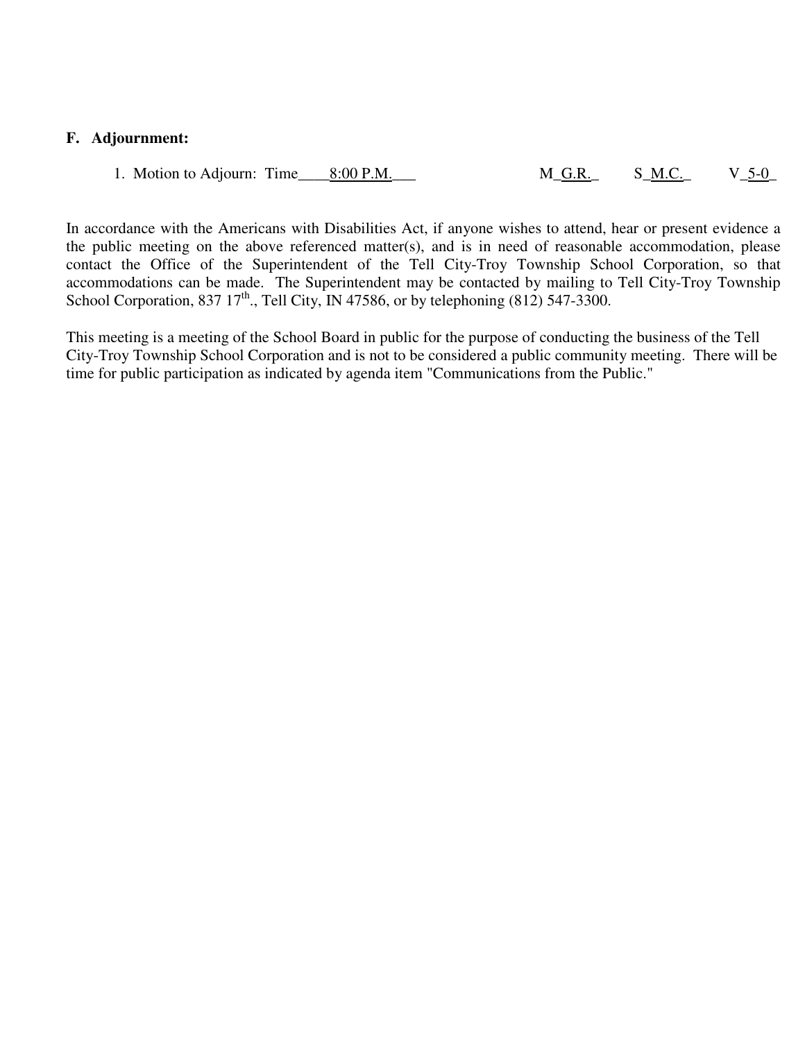**F. Adjournment:**

1. Motion to Adjourn: Time____8:00 P.M.___ M_G.R._ S_M.C._ V_5-0_

In accordance with the Americans with Disabilities Act, if anyone wishes to attend, hear or present evidence a the public meeting on the above referenced matter(s), and is in need of reasonable accommodation, please contact the Office of the Superintendent of the Tell City-Troy Township School Corporation, so that accommodations can be made. The Superintendent may be contacted by mailing to Tell City-Troy Township School Corporation, 837 17th., Tell City, IN 47586, or by telephoning (812) 547-3300.

This meeting is a meeting of the School Board in public for the purpose of conducting the business of the Tell City-Troy Township School Corporation and is not to be considered a public community meeting. There will be time for public participation as indicated by agenda item "Communications from the Public."